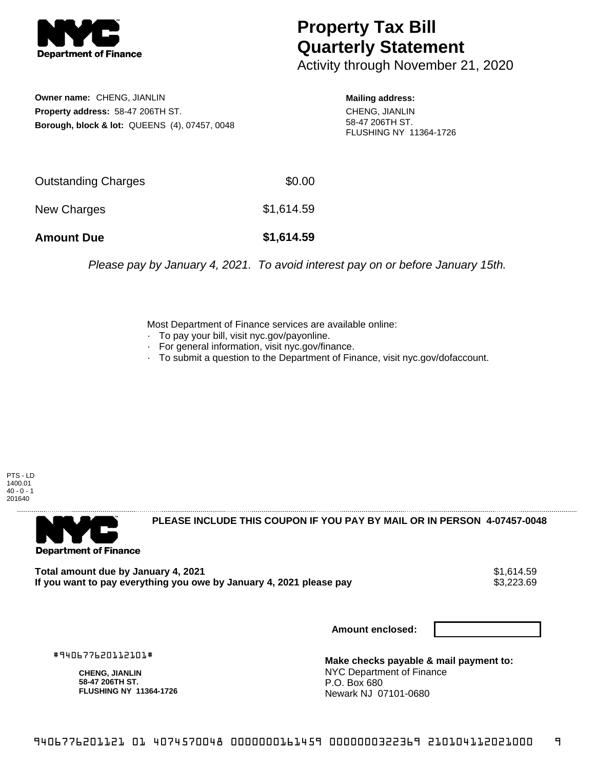# Property Tax Bill Quarterly Statement

Activity through November 21, 2020

**Owner name:** CHENG, JIANLIN
**Property address:** 58-47 206TH ST.
**Borough, block & lot:** QUEENS (4), 07457, 0048

**Mailing address:**
CHENG, JIANLIN
58-47 206TH ST.
FLUSHING NY 11364-1726

| | |
|---|---|
| Outstanding Charges | $0.00 |
| New Charges | $1,614.59 |
| **Amount Due** | **$1,614.59** |

*Please pay by January 4, 2021. To avoid interest pay on or before January 15th.*

Most Department of Finance services are available online:
- To pay your bill, visit nyc.gov/payonline.
- For general information, visit nyc.gov/finance.
- To submit a question to the Department of Finance, visit nyc.gov/dofaccount.

PTS - LD
1400.01
40 - 0 - 1
201640

**PLEASE INCLUDE THIS COUPON IF YOU PAY BY MAIL OR IN PERSON 4-07457-0048**

| | |
|---|---|
| **Total amount due by January 4, 2021** | $1,614.59 |
| **If you want to pay everything you owe by January 4, 2021 please pay** | $3,223.69 |

**Amount enclosed:**

#940677620112101#

**CHENG, JIANLIN**
**58-47 206TH ST.**
**FLUSHING NY 11364-1726**

**Make checks payable & mail payment to:**
NYC Department of Finance
P.O. Box 680
Newark NJ 07101-0680

9406776201121 01 4074570048 0000000161459 0000000322369 210104112021000 9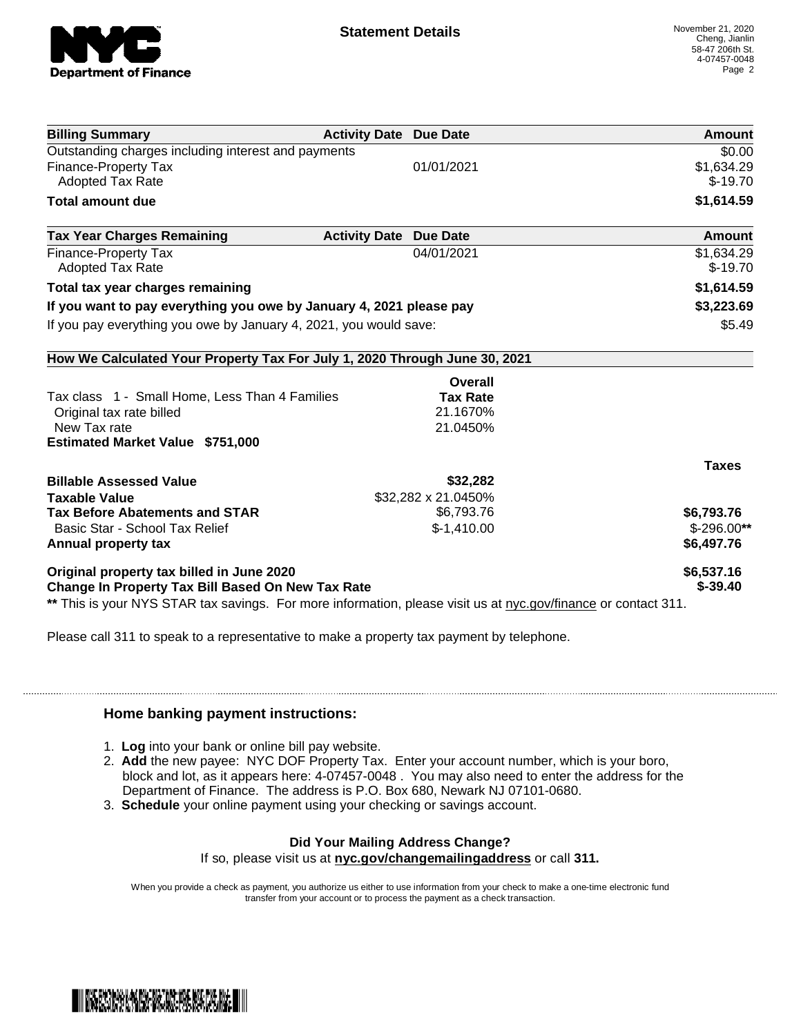## Statement Details

November 21, 2020
Cheng, Jianlin
58-47 206th St.
4-07457-0048

| Billing Summary | Activity Date | Due Date | Amount |
| --- | --- | --- | --- |
| Outstanding charges including interest and payments | | | $0.00 |
| Finance-Property Tax | | 01/01/2021 | $1,634.29 |
| Adopted Tax Rate | | | $-19.70 |
| **Total amount due** | | | **$1,614.59** |

| Tax Year Charges Remaining | Activity Date | Due Date | Amount |
| --- | --- | --- | --- |
| Finance-Property Tax | | 04/01/2021 | $1,634.29 |
| Adopted Tax Rate | | | $-19.70 |
| **Total tax year charges remaining** | | | **$1,614.59** |
| **If you want to pay everything you owe by January 4, 2021 please pay** | | | **$3,223.69** |
| If you pay everything you owe by January 4, 2021, you would save: | | | $5.49 |

### How We Calculated Your Property Tax For July 1, 2020 Through June 30, 2021

| | Overall Tax Rate | |
| --- | --- | --- |
| Tax class 1 - Small Home, Less Than 4 Families | | |
| Original tax rate billed | 21.1670% | |
| New Tax rate | 21.0450% | |
| **Estimated Market Value $751,000** | | |
| | | **Taxes** |
| **Billable Assessed Value** | **$32,282** | |
| **Taxable Value** | $32,282 x 21.0450% | |
| **Tax Before Abatements and STAR** | $6,793.76 | **$6,793.76** |
| Basic Star - School Tax Relief | $-1,410.00 | $-296.00** |
| **Annual property tax** | | **$6,497.76** |
| **Original property tax billed in June 2020** | | **$6,537.16** |
| **Change In Property Tax Bill Based On New Tax Rate** | | **$-39.40** |

** This is your NYS STAR tax savings. For more information, please visit us at nyc.gov/finance or contact 311.

Please call 311 to speak to a representative to make a property tax payment by telephone.

---

### Home banking payment instructions:

1. **Log** into your bank or online bill pay website.
2. **Add** the new payee: NYC DOF Property Tax. Enter your account number, which is your boro, block and lot, as it appears here: 4-07457-0048 . You may also need to enter the address for the Department of Finance. The address is P.O. Box 680, Newark NJ 07101-0680.
3. **Schedule** your online payment using your checking or savings account.

**Did Your Mailing Address Change?**
If so, please visit us at **nyc.gov/changemailingaddress** or call **311.**

When you provide a check as payment, you authorize us either to use information from your check to make a one-time electronic fund transfer from your account or to process the payment as a check transaction.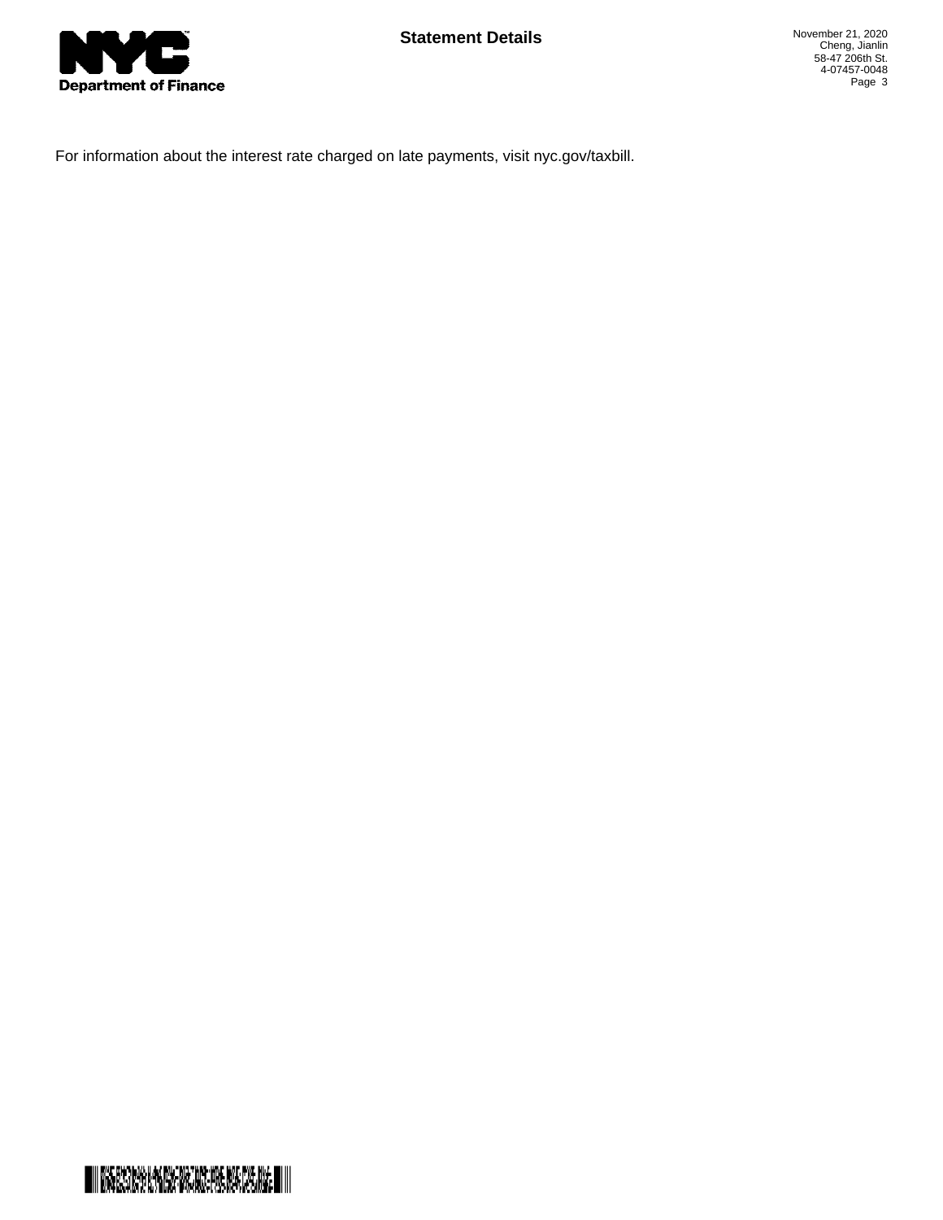For information about the interest rate charged on late payments, visit nyc.gov/taxbill.